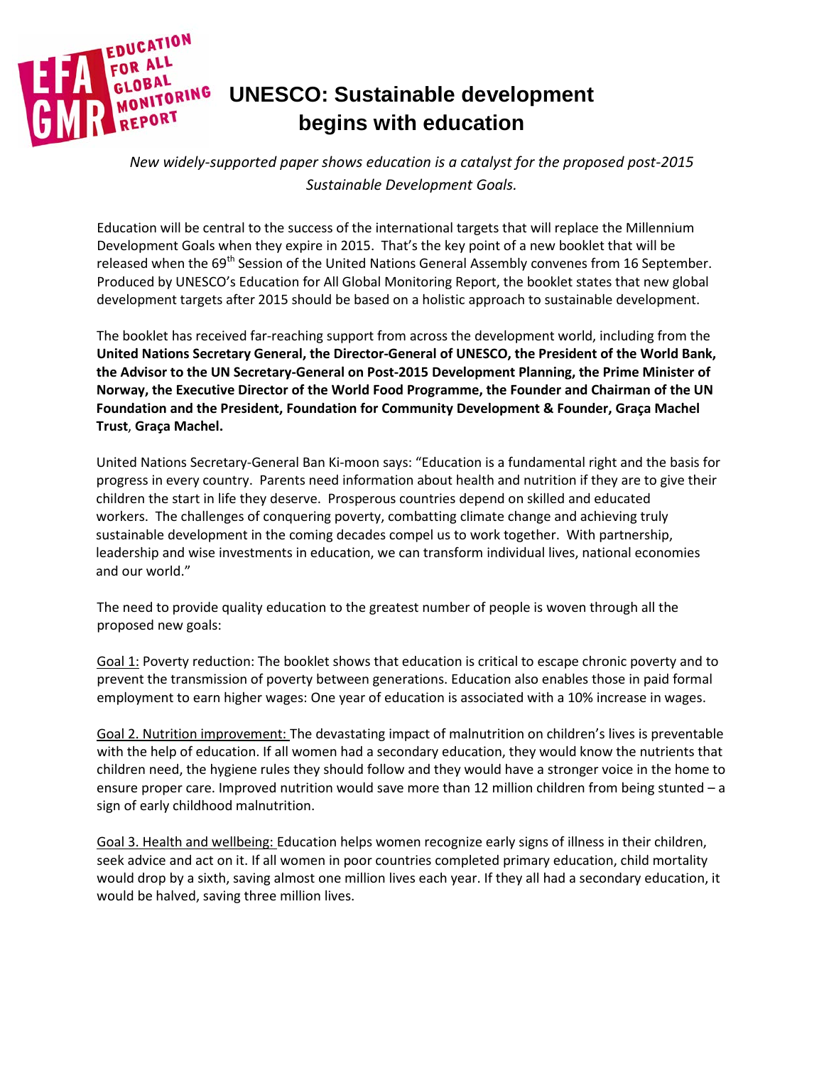# UNESCO: Sustainable development begins with education

*New widely-supported paper shows education is a catalyst for the proposed post-2015 Sustainable Development Goals.*

Education will be central to the success of the international targets that will replace the Millennium Development Goals when they expire in 2015. That's the key point of a new booklet that will be released when the 69th Session of the United Nations General Assembly convenes from 16 September. Produced by UNESCO's Education for All Global Monitoring Report, the booklet states that new global development targets after 2015 should be based on a holistic approach to sustainable development.

The booklet has received far-reaching support from across the development world, including from the **United Nations Secretary General, the Director-General of UNESCO, the President of the World Bank, the Advisor to the UN Secretary-General on Post-2015 Development Planning, the Prime Minister of Norway, the Executive Director of the World Food Programme, the Founder and Chairman of the UN Foundation and the President, Foundation for Community Development & Founder, Graça Machel Trust**, **Graça Machel.**

United Nations Secretary-General Ban Ki-moon says: "Education is a fundamental right and the basis for progress in every country. Parents need information about health and nutrition if they are to give their children the start in life they deserve. Prosperous countries depend on skilled and educated workers. The challenges of conquering poverty, combatting climate change and achieving truly sustainable development in the coming decades compel us to work together. With partnership, leadership and wise investments in education, we can transform individual lives, national economies and our world."

The need to provide quality education to the greatest number of people is woven through all the proposed new goals:

Goal 1: Poverty reduction: The booklet shows that education is critical to escape chronic poverty and to prevent the transmission of poverty between generations. Education also enables those in paid formal employment to earn higher wages: One year of education is associated with a 10% increase in wages.

Goal 2. Nutrition improvement: The devastating impact of malnutrition on children's lives is preventable with the help of education. If all women had a secondary education, they would know the nutrients that children need, the hygiene rules they should follow and they would have a stronger voice in the home to ensure proper care. Improved nutrition would save more than 12 million children from being stunted – a sign of early childhood malnutrition.

Goal 3. Health and wellbeing: Education helps women recognize early signs of illness in their children, seek advice and act on it. If all women in poor countries completed primary education, child mortality would drop by a sixth, saving almost one million lives each year. If they all had a secondary education, it would be halved, saving three million lives.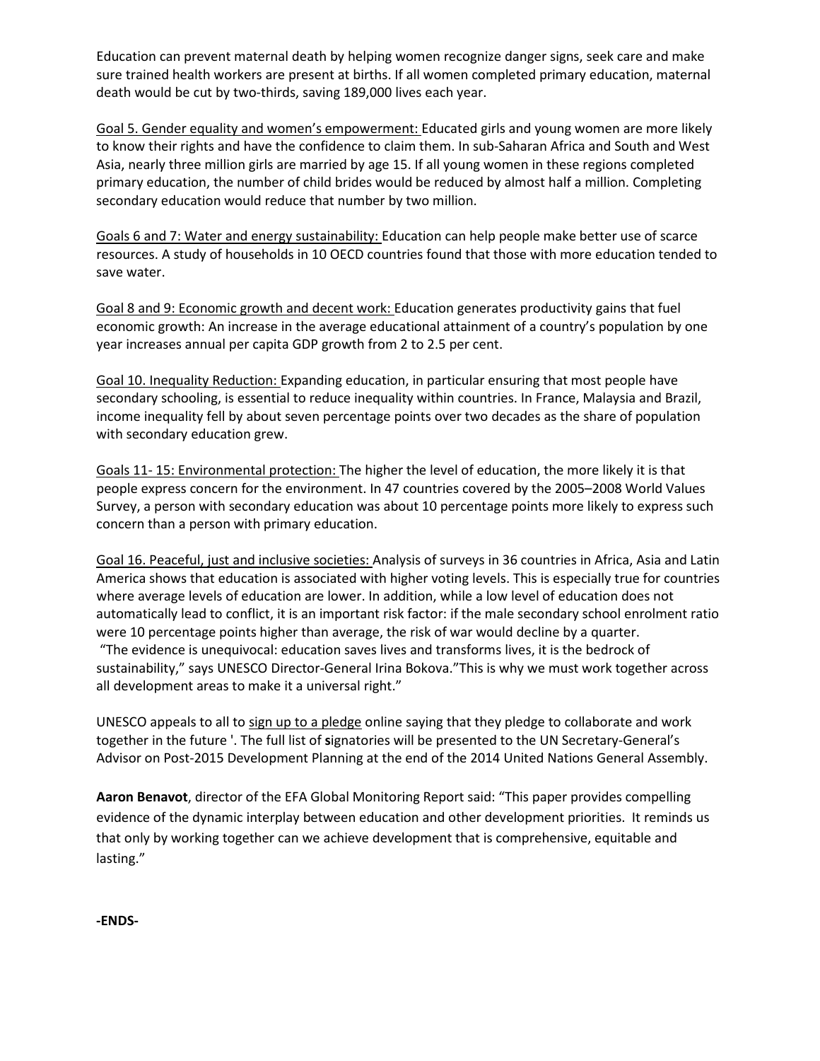Education can prevent maternal death by helping women recognize danger signs, seek care and make sure trained health workers are present at births. If all women completed primary education, maternal death would be cut by two-thirds, saving 189,000 lives each year.

<u>Goal 5. Gender equality and women's empowerment:</u> Educated girls and young women are more likely to know their rights and have the confidence to claim them. In sub-Saharan Africa and South and West Asia, nearly three million girls are married by age 15. If all young women in these regions completed primary education, the number of child brides would be reduced by almost half a million. Completing secondary education would reduce that number by two million.

<u>Goals 6 and 7: Water and energy sustainability:</u> Education can help people make better use of scarce resources. A study of households in 10 OECD countries found that those with more education tended to save water.

<u>Goal 8 and 9: Economic growth and decent work:</u> Education generates productivity gains that fuel economic growth: An increase in the average educational attainment of a country's population by one year increases annual per capita GDP growth from 2 to 2.5 per cent.

<u>Goal 10. Inequality Reduction:</u> Expanding education, in particular ensuring that most people have secondary schooling, is essential to reduce inequality within countries. In France, Malaysia and Brazil, income inequality fell by about seven percentage points over two decades as the share of population with secondary education grew.

<u>Goals 11- 15: Environmental protection:</u> The higher the level of education, the more likely it is that people express concern for the environment. In 47 countries covered by the 2005–2008 World Values Survey, a person with secondary education was about 10 percentage points more likely to express such concern than a person with primary education.

<u>Goal 16. Peaceful, just and inclusive societies:</u> Analysis of surveys in 36 countries in Africa, Asia and Latin America shows that education is associated with higher voting levels. This is especially true for countries where average levels of education are lower. In addition, while a low level of education does not automatically lead to conflict, it is an important risk factor: if the male secondary school enrolment ratio were 10 percentage points higher than average, the risk of war would decline by a quarter.
"The evidence is unequivocal: education saves lives and transforms lives, it is the bedrock of sustainability," says UNESCO Director-General Irina Bokova."This is why we must work together across all development areas to make it a universal right."

UNESCO appeals to all to <u>sign up to a pledge</u> online saying that they pledge to collaborate and work together in the future '. The full list of **s**ignatories will be presented to the UN Secretary-General's Advisor on Post-2015 Development Planning at the end of the 2014 United Nations General Assembly.

**Aaron Benavot**, director of the EFA Global Monitoring Report said: "This paper provides compelling evidence of the dynamic interplay between education and other development priorities. It reminds us that only by working together can we achieve development that is comprehensive, equitable and lasting."

**-ENDS-**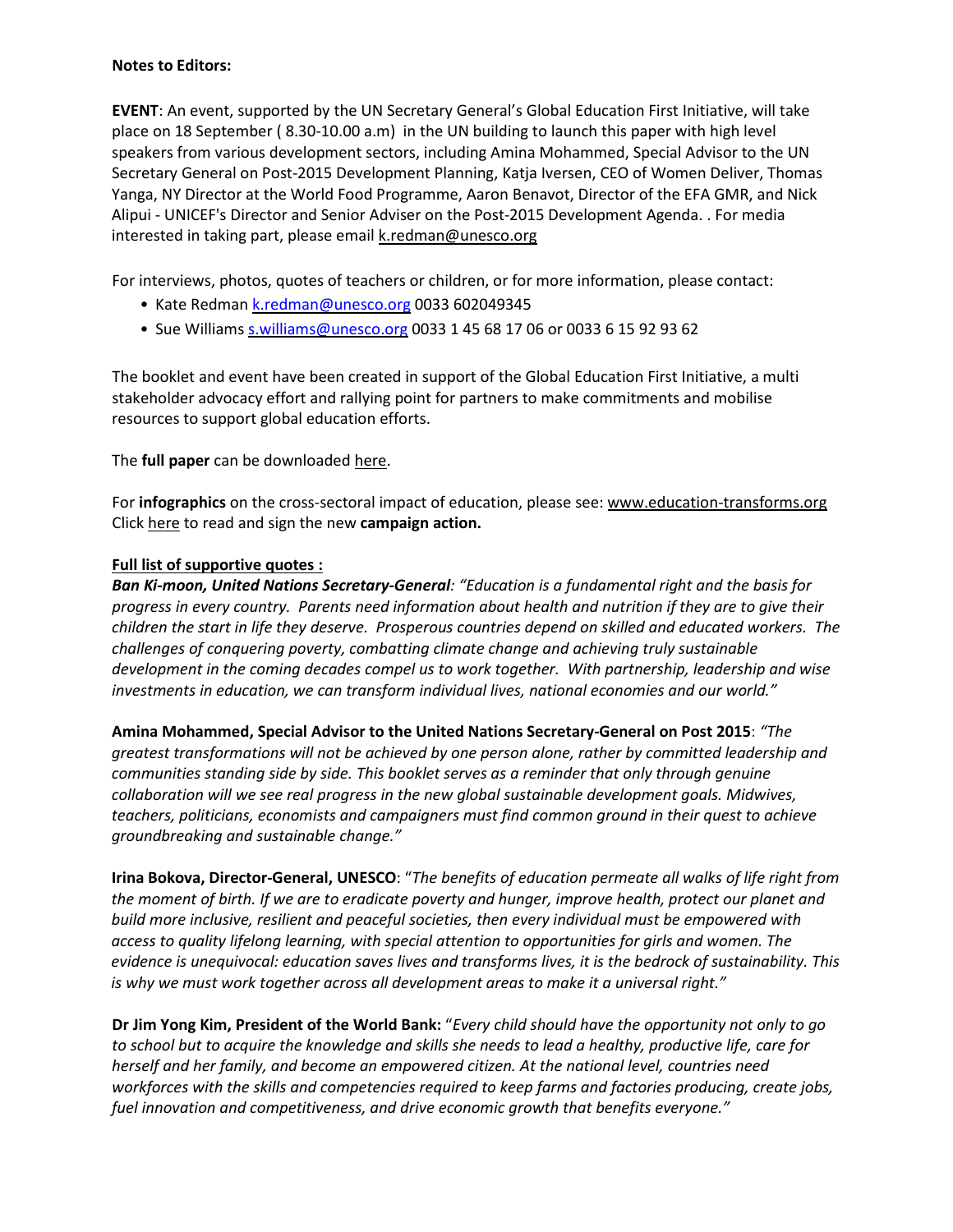**Notes to Editors:**

**EVENT**: An event, supported by the UN Secretary General's Global Education First Initiative, will take place on 18 September ( 8.30-10.00 a.m) in the UN building to launch this paper with high level speakers from various development sectors, including Amina Mohammed, Special Advisor to the UN Secretary General on Post-2015 Development Planning, Katja Iversen, CEO of Women Deliver, Thomas Yanga, NY Director at the World Food Programme, Aaron Benavot, Director of the EFA GMR, and Nick Alipui - UNICEF's Director and Senior Adviser on the Post-2015 Development Agenda. . For media interested in taking part, please email k.redman@unesco.org

For interviews, photos, quotes of teachers or children, or for more information, please contact:

- Kate Redman k.redman@unesco.org 0033 602049345
- Sue Williams s.williams@unesco.org 0033 1 45 68 17 06 or 0033 6 15 92 93 62

The booklet and event have been created in support of the Global Education First Initiative, a multi stakeholder advocacy effort and rallying point for partners to make commitments and mobilise resources to support global education efforts.

The **full paper** can be downloaded here.

For **infographics** on the cross-sectoral impact of education, please see: www.education-transforms.org
Click here to read and sign the new **campaign action.**

**Full list of supportive quotes :**

***Ban Ki-moon, United Nations Secretary-General**: "Education is a fundamental right and the basis for progress in every country. Parents need information about health and nutrition if they are to give their children the start in life they deserve. Prosperous countries depend on skilled and educated workers. The challenges of conquering poverty, combatting climate change and achieving truly sustainable development in the coming decades compel us to work together. With partnership, leadership and wise investments in education, we can transform individual lives, national economies and our world."*

**Amina Mohammed, Special Advisor to the United Nations Secretary-General on Post 2015**: *"The greatest transformations will not be achieved by one person alone, rather by committed leadership and communities standing side by side. This booklet serves as a reminder that only through genuine collaboration will we see real progress in the new global sustainable development goals. Midwives, teachers, politicians, economists and campaigners must find common ground in their quest to achieve groundbreaking and sustainable change."*

**Irina Bokova, Director-General, UNESCO**: "*The benefits of education permeate all walks of life right from the moment of birth. If we are to eradicate poverty and hunger, improve health, protect our planet and build more inclusive, resilient and peaceful societies, then every individual must be empowered with access to quality lifelong learning, with special attention to opportunities for girls and women. The evidence is unequivocal: education saves lives and transforms lives, it is the bedrock of sustainability. This is why we must work together across all development areas to make it a universal right."*

**Dr Jim Yong Kim, President of the World Bank:** "*Every child should have the opportunity not only to go to school but to acquire the knowledge and skills she needs to lead a healthy, productive life, care for herself and her family, and become an empowered citizen. At the national level, countries need workforces with the skills and competencies required to keep farms and factories producing, create jobs, fuel innovation and competitiveness, and drive economic growth that benefits everyone."*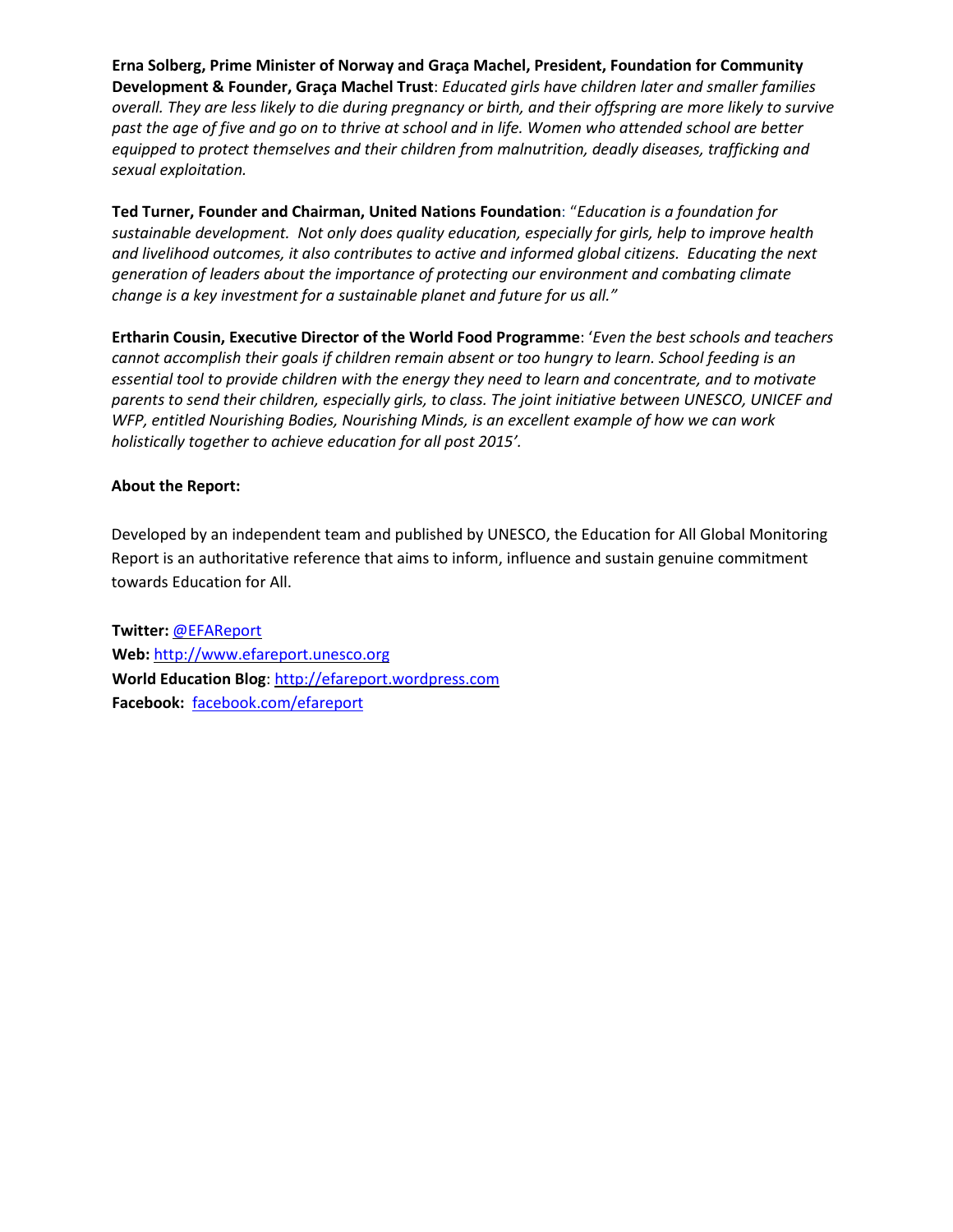**Erna Solberg, Prime Minister of Norway and Graça Machel, President, Foundation for Community Development & Founder, Graça Machel Trust**: *Educated girls have children later and smaller families overall. They are less likely to die during pregnancy or birth, and their offspring are more likely to survive past the age of five and go on to thrive at school and in life. Women who attended school are better equipped to protect themselves and their children from malnutrition, deadly diseases, trafficking and sexual exploitation.*

**Ted Turner, Founder and Chairman, United Nations Foundation**: "*Education is a foundation for sustainable development. Not only does quality education, especially for girls, help to improve health and livelihood outcomes, it also contributes to active and informed global citizens. Educating the next generation of leaders about the importance of protecting our environment and combating climate change is a key investment for a sustainable planet and future for us all."*

**Ertharin Cousin, Executive Director of the World Food Programme**: '*Even the best schools and teachers cannot accomplish their goals if children remain absent or too hungry to learn. School feeding is an essential tool to provide children with the energy they need to learn and concentrate, and to motivate parents to send their children, especially girls, to class. The joint initiative between UNESCO, UNICEF and WFP, entitled Nourishing Bodies, Nourishing Minds, is an excellent example of how we can work holistically together to achieve education for all post 2015'.*

**About the Report:**

Developed by an independent team and published by UNESCO, the Education for All Global Monitoring Report is an authoritative reference that aims to inform, influence and sustain genuine commitment towards Education for All.

**Twitter:** @EFAReport
**Web:** http://www.efareport.unesco.org
**World Education Blog**: http://efareport.wordpress.com
**Facebook:** facebook.com/efareport